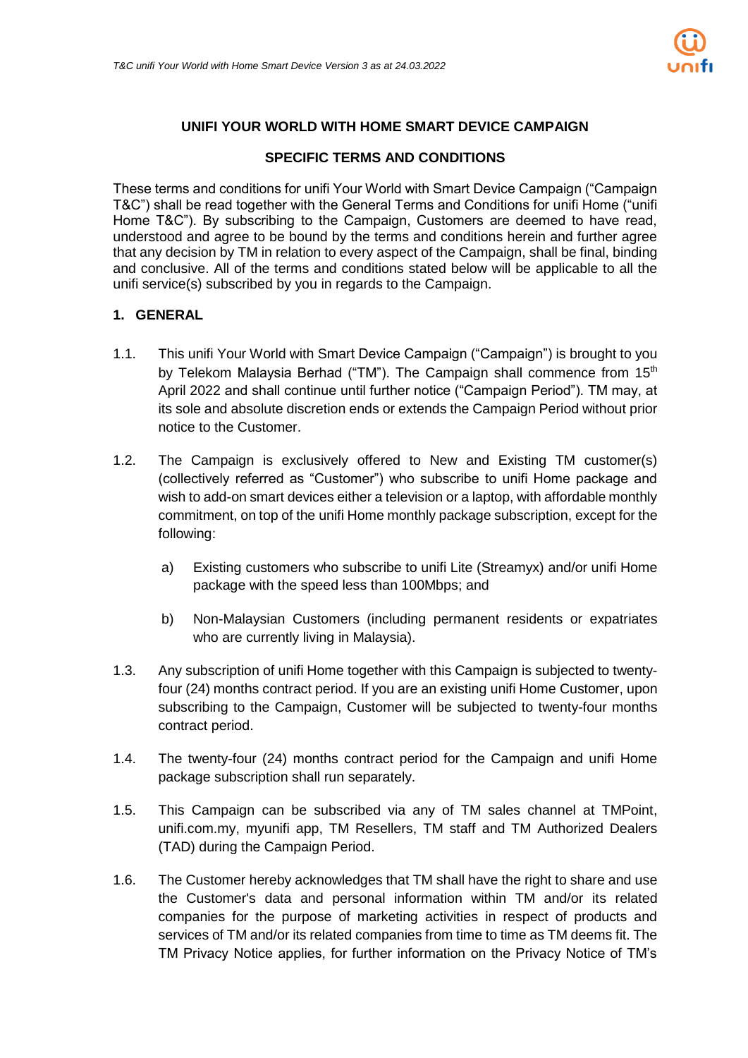**UNIFI YOUR WORLD WITH HOME SMART DEVICE CAMPAIGN**

**SPECIFIC TERMS AND CONDITIONS**

These terms and conditions for unifi Your World with Smart Device Campaign ("Campaign T&C") shall be read together with the General Terms and Conditions for unifi Home ("unifi Home T&C"). By subscribing to the Campaign, Customers are deemed to have read, understood and agree to be bound by the terms and conditions herein and further agree that any decision by TM in relation to every aspect of the Campaign, shall be final, binding and conclusive. All of the terms and conditions stated below will be applicable to all the unifi service(s) subscribed by you in regards to the Campaign.

## 1. GENERAL

1.1. This unifi Your World with Smart Device Campaign ("Campaign") is brought to you by Telekom Malaysia Berhad ("TM"). The Campaign shall commence from 15th April 2022 and shall continue until further notice ("Campaign Period"). TM may, at its sole and absolute discretion ends or extends the Campaign Period without prior notice to the Customer.

1.2. The Campaign is exclusively offered to New and Existing TM customer(s) (collectively referred as "Customer") who subscribe to unifi Home package and wish to add-on smart devices either a television or a laptop, with affordable monthly commitment, on top of the unifi Home monthly package subscription, except for the following:

  a) Existing customers who subscribe to unifi Lite (Streamyx) and/or unifi Home package with the speed less than 100Mbps; and

  b) Non-Malaysian Customers (including permanent residents or expatriates who are currently living in Malaysia).

1.3. Any subscription of unifi Home together with this Campaign is subjected to twenty-four (24) months contract period. If you are an existing unifi Home Customer, upon subscribing to the Campaign, Customer will be subjected to twenty-four months contract period.

1.4. The twenty-four (24) months contract period for the Campaign and unifi Home package subscription shall run separately.

1.5. This Campaign can be subscribed via any of TM sales channel at TMPoint, unifi.com.my, myunifi app, TM Resellers, TM staff and TM Authorized Dealers (TAD) during the Campaign Period.

1.6. The Customer hereby acknowledges that TM shall have the right to share and use the Customer's data and personal information within TM and/or its related companies for the purpose of marketing activities in respect of products and services of TM and/or its related companies from time to time as TM deems fit. The TM Privacy Notice applies, for further information on the Privacy Notice of TM's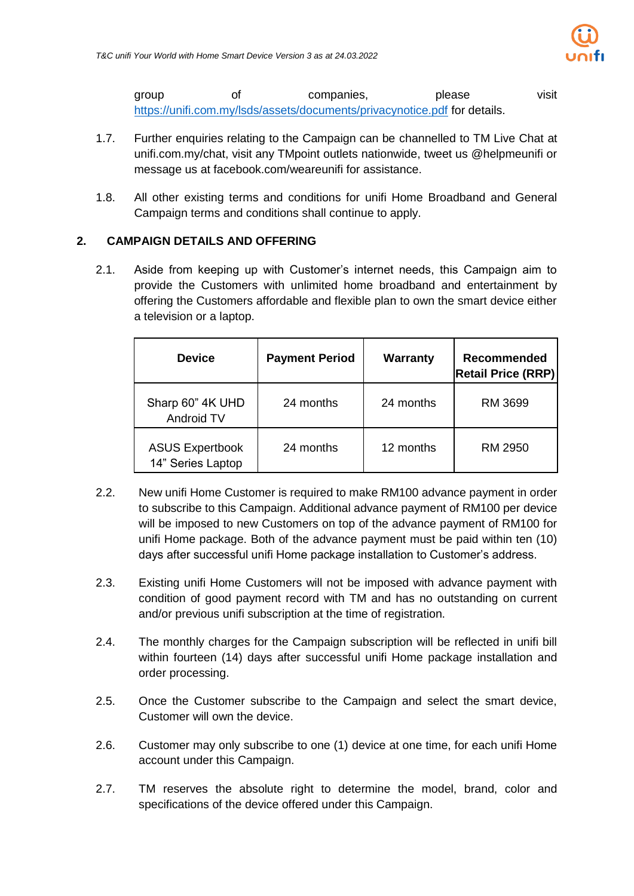group of companies, please visit https://unifi.com.my/lsds/assets/documents/privacynotice.pdf for details.

1.7. Further enquiries relating to the Campaign can be channelled to TM Live Chat at unifi.com.my/chat, visit any TMpoint outlets nationwide, tweet us @helpmeunifi or message us at facebook.com/weareunifi for assistance.

1.8. All other existing terms and conditions for unifi Home Broadband and General Campaign terms and conditions shall continue to apply.

## 2. CAMPAIGN DETAILS AND OFFERING

2.1. Aside from keeping up with Customer's internet needs, this Campaign aim to provide the Customers with unlimited home broadband and entertainment by offering the Customers affordable and flexible plan to own the smart device either a television or a laptop.

| Device | Payment Period | Warranty | Recommended Retail Price (RRP) |
|---|---|---|---|
| Sharp 60" 4K UHD Android TV | 24 months | 24 months | RM 3699 |
| ASUS Expertbook 14" Series Laptop | 24 months | 12 months | RM 2950 |

2.2. New unifi Home Customer is required to make RM100 advance payment in order to subscribe to this Campaign. Additional advance payment of RM100 per device will be imposed to new Customers on top of the advance payment of RM100 for unifi Home package. Both of the advance payment must be paid within ten (10) days after successful unifi Home package installation to Customer's address.

2.3. Existing unifi Home Customers will not be imposed with advance payment with condition of good payment record with TM and has no outstanding on current and/or previous unifi subscription at the time of registration.

2.4. The monthly charges for the Campaign subscription will be reflected in unifi bill within fourteen (14) days after successful unifi Home package installation and order processing.

2.5. Once the Customer subscribe to the Campaign and select the smart device, Customer will own the device.

2.6. Customer may only subscribe to one (1) device at one time, for each unifi Home account under this Campaign.

2.7. TM reserves the absolute right to determine the model, brand, color and specifications of the device offered under this Campaign.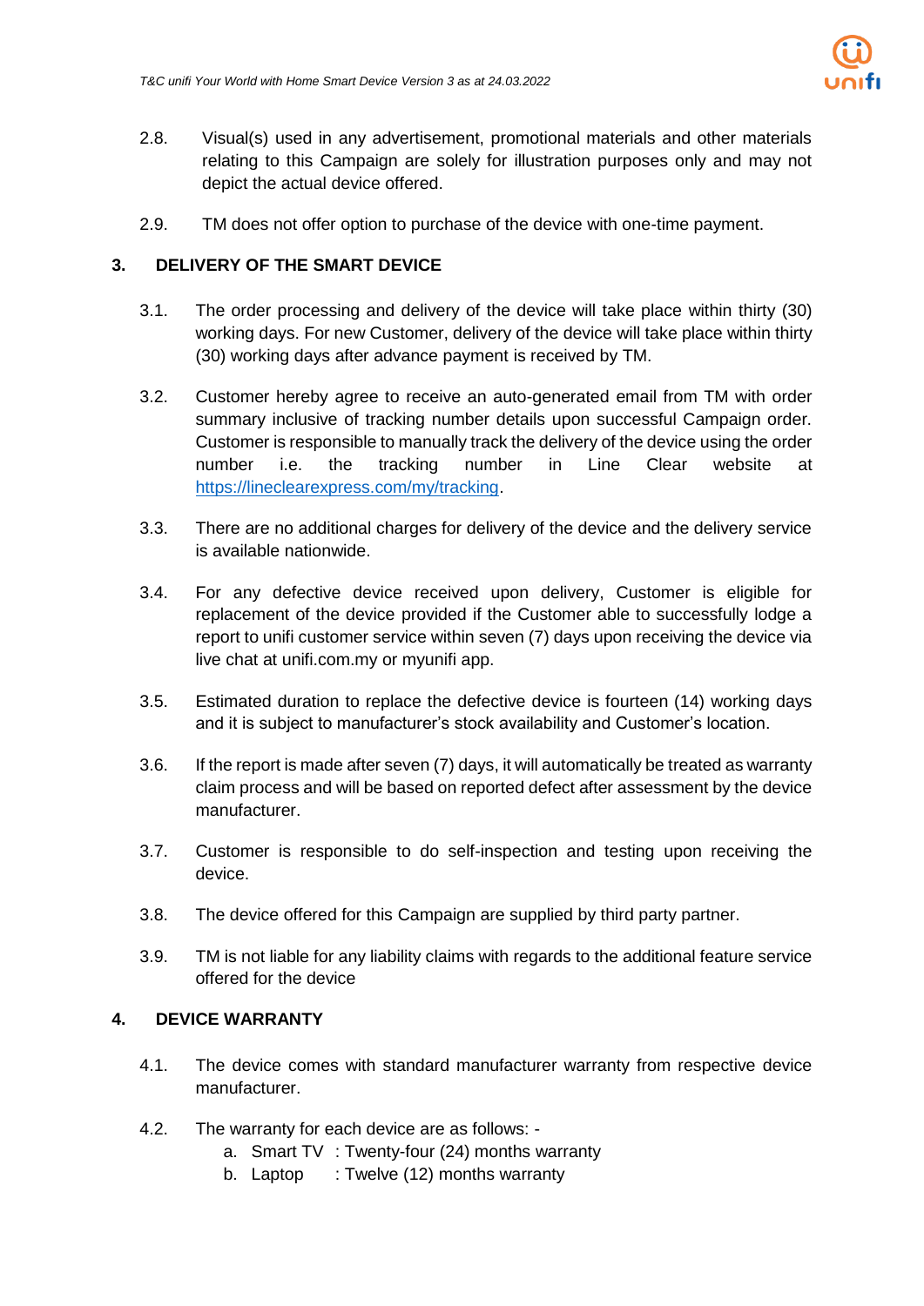2.8. Visual(s) used in any advertisement, promotional materials and other materials relating to this Campaign are solely for illustration purposes only and may not depict the actual device offered.

2.9. TM does not offer option to purchase of the device with one-time payment.

## 3. DELIVERY OF THE SMART DEVICE

3.1. The order processing and delivery of the device will take place within thirty (30) working days. For new Customer, delivery of the device will take place within thirty (30) working days after advance payment is received by TM.

3.2. Customer hereby agree to receive an auto-generated email from TM with order summary inclusive of tracking number details upon successful Campaign order. Customer is responsible to manually track the delivery of the device using the order number i.e. the tracking number in Line Clear website at https://lineclearexpress.com/my/tracking.

3.3. There are no additional charges for delivery of the device and the delivery service is available nationwide.

3.4. For any defective device received upon delivery, Customer is eligible for replacement of the device provided if the Customer able to successfully lodge a report to unifi customer service within seven (7) days upon receiving the device via live chat at unifi.com.my or myunifi app.

3.5. Estimated duration to replace the defective device is fourteen (14) working days and it is subject to manufacturer's stock availability and Customer's location.

3.6. If the report is made after seven (7) days, it will automatically be treated as warranty claim process and will be based on reported defect after assessment by the device manufacturer.

3.7. Customer is responsible to do self-inspection and testing upon receiving the device.

3.8. The device offered for this Campaign are supplied by third party partner.

3.9. TM is not liable for any liability claims with regards to the additional feature service offered for the device

## 4. DEVICE WARRANTY

4.1. The device comes with standard manufacturer warranty from respective device manufacturer.

4.2. The warranty for each device are as follows: -

   a. Smart TV : Twenty-four (24) months warranty
   b. Laptop : Twelve (12) months warranty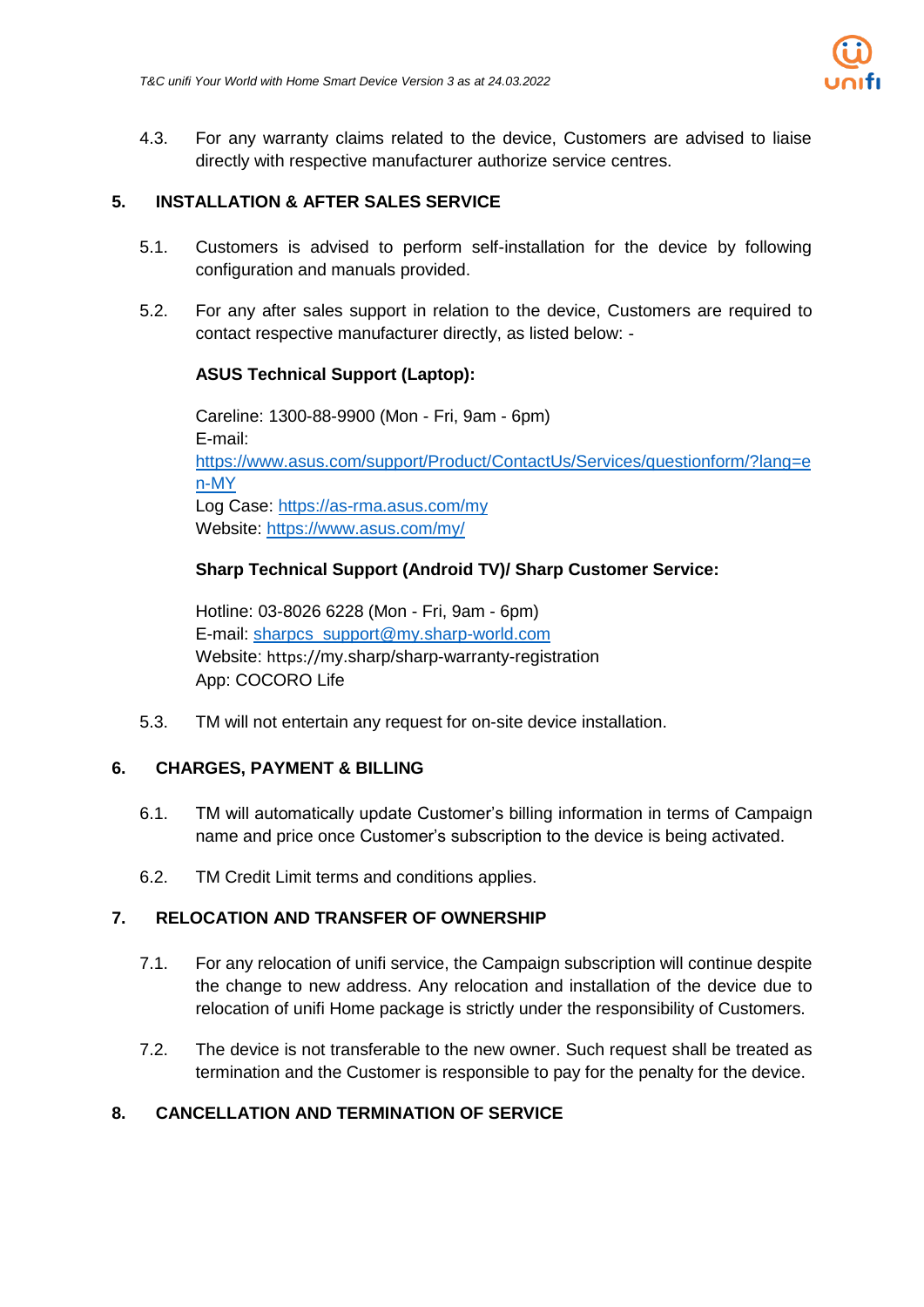4.3. For any warranty claims related to the device, Customers are advised to liaise directly with respective manufacturer authorize service centres.

## 5. INSTALLATION & AFTER SALES SERVICE

5.1. Customers is advised to perform self-installation for the device by following configuration and manuals provided.

5.2. For any after sales support in relation to the device, Customers are required to contact respective manufacturer directly, as listed below: -

**ASUS Technical Support (Laptop):**

Careline: 1300-88-9900 (Mon - Fri, 9am - 6pm)
E-mail: https://www.asus.com/support/Product/ContactUs/Services/questionform/?lang=en-MY
Log Case: https://as-rma.asus.com/my
Website: https://www.asus.com/my/

**Sharp Technical Support (Android TV)/ Sharp Customer Service:**

Hotline: 03-8026 6228 (Mon - Fri, 9am - 6pm)
E-mail: sharpcs_support@my.sharp-world.com
Website: https://my.sharp/sharp-warranty-registration
App: COCORO Life

5.3. TM will not entertain any request for on-site device installation.

## 6. CHARGES, PAYMENT & BILLING

6.1. TM will automatically update Customer's billing information in terms of Campaign name and price once Customer's subscription to the device is being activated.

6.2. TM Credit Limit terms and conditions applies.

## 7. RELOCATION AND TRANSFER OF OWNERSHIP

7.1. For any relocation of unifi service, the Campaign subscription will continue despite the change to new address. Any relocation and installation of the device due to relocation of unifi Home package is strictly under the responsibility of Customers.

7.2. The device is not transferable to the new owner. Such request shall be treated as termination and the Customer is responsible to pay for the penalty for the device.

## 8. CANCELLATION AND TERMINATION OF SERVICE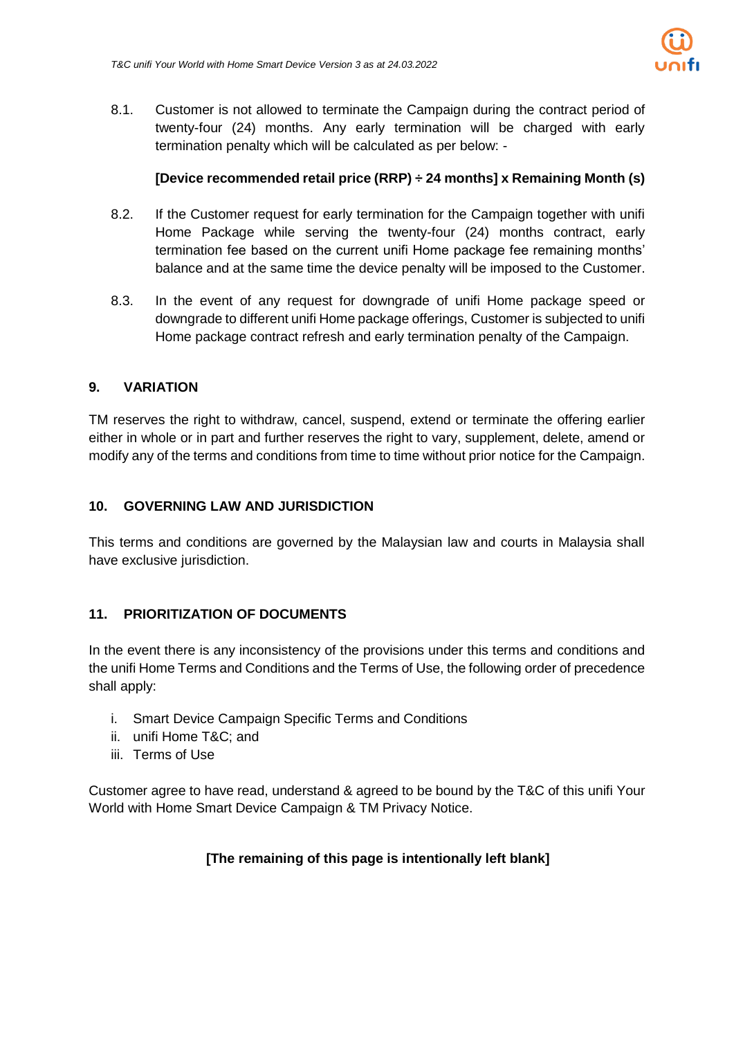8.1. Customer is not allowed to terminate the Campaign during the contract period of twenty-four (24) months. Any early termination will be charged with early termination penalty which will be calculated as per below: -

**[Device recommended retail price (RRP) ÷ 24 months] x Remaining Month (s)**

8.2. If the Customer request for early termination for the Campaign together with unifi Home Package while serving the twenty-four (24) months contract, early termination fee based on the current unifi Home package fee remaining months' balance and at the same time the device penalty will be imposed to the Customer.

8.3. In the event of any request for downgrade of unifi Home package speed or downgrade to different unifi Home package offerings, Customer is subjected to unifi Home package contract refresh and early termination penalty of the Campaign.

## 9. VARIATION

TM reserves the right to withdraw, cancel, suspend, extend or terminate the offering earlier either in whole or in part and further reserves the right to vary, supplement, delete, amend or modify any of the terms and conditions from time to time without prior notice for the Campaign.

## 10. GOVERNING LAW AND JURISDICTION

This terms and conditions are governed by the Malaysian law and courts in Malaysia shall have exclusive jurisdiction.

## 11. PRIORITIZATION OF DOCUMENTS

In the event there is any inconsistency of the provisions under this terms and conditions and the unifi Home Terms and Conditions and the Terms of Use, the following order of precedence shall apply:

i. Smart Device Campaign Specific Terms and Conditions
ii. unifi Home T&C; and
iii. Terms of Use

Customer agree to have read, understand & agreed to be bound by the T&C of this unifi Your World with Home Smart Device Campaign & TM Privacy Notice.

**[The remaining of this page is intentionally left blank]**